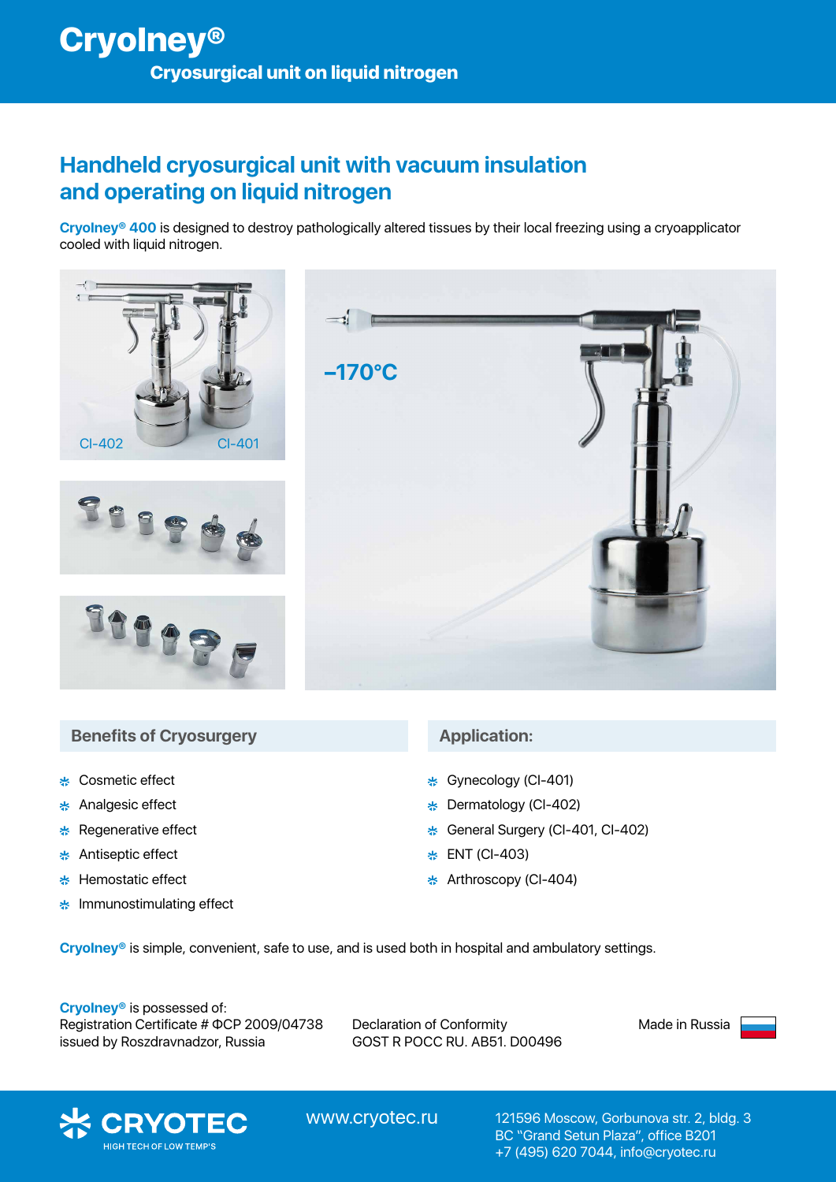# CryoIney®

## Cryosurgical unit on liquid nitrogen

## Handheld cryosurgical unit with vacuum insulation and operating on liquid nitrogen

**CryoIney® 400** is designed to destroy pathologically altered tissues by their local freezing using a cryoapplicator cooled with liquid nitrogen.

CI-402 CI-401

–170°C

### Benefits of Cryosurgery

- Cosmetic effect
- Analgesic effect
- Regenerative effect
- Antiseptic effect
- Hemostatic effect
- Immunostimulating effect

### Application:

- Gynecology (CI-401)
- Dermatology (CI-402)
- General Surgery (CI-401, CI-402)
- ENT (CI-403)
- Arthroscopy (CI-404)

**CryoIney®** is simple, convenient, safe to use, and is used both in hospital and ambulatory settings.

**CryoIney®** is possessed of:
Registration Certificate # ФСР 2009/04738 issued by Roszdravnadzor, Russia

Declaration of Conformity
GOST R POCC RU. AB51. D00496

Made in Russia

CRYOTEC
HIGH TECH OF LOW TEMP'S

www.cryotec.ru

121596 Moscow, Gorbunova str. 2, bldg. 3
BC "Grand Setun Plaza", office B201
+7 (495) 620 7044, info@cryotec.ru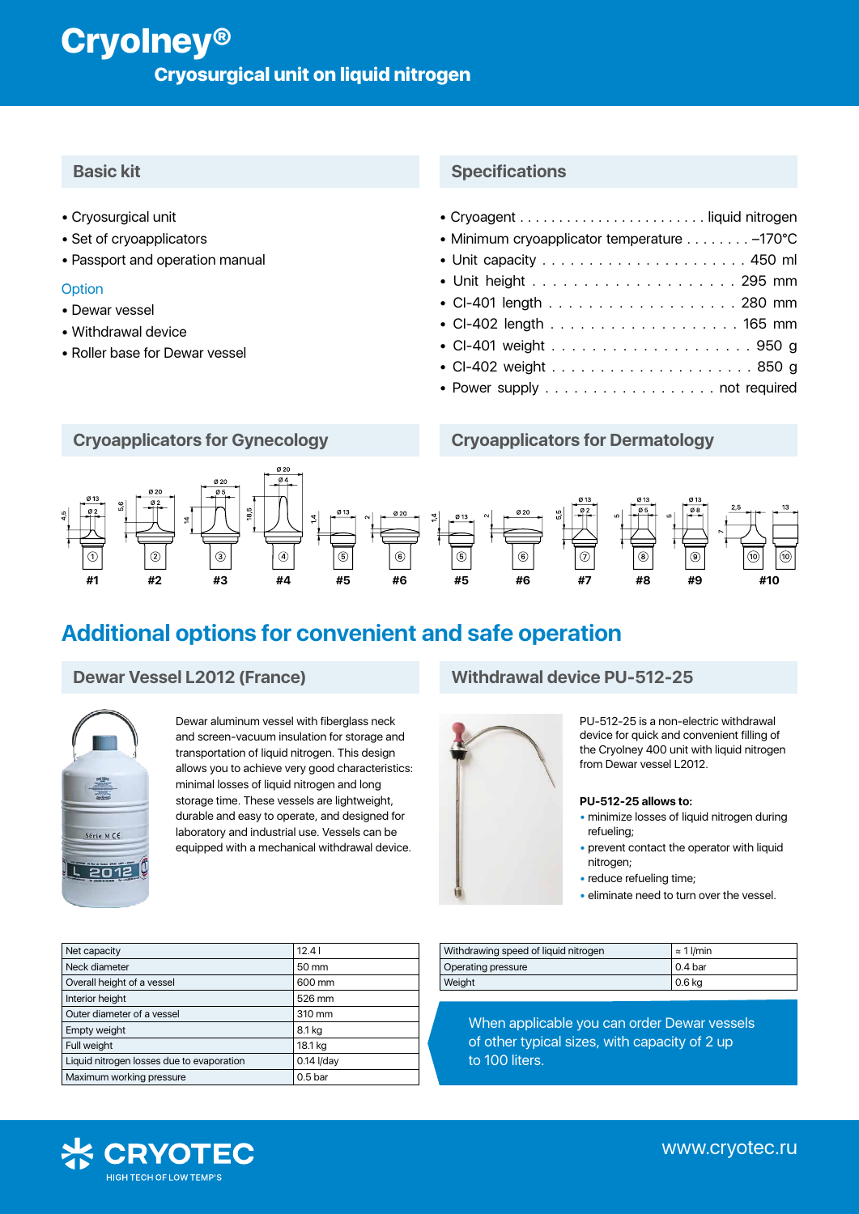# CryoIney®

## Cryosurgical unit on liquid nitrogen

### Basic kit

- Cryosurgical unit
- Set of cryoapplicators
- Passport and operation manual

Option

- Dewar vessel
- Withdrawal device
- Roller base for Dewar vessel

### Specifications

- Cryoagent . . . . . . . . . . . . . . . . . . . . . . . liquid nitrogen
- Minimum cryoapplicator temperature . . . . . . . . –170°C
- Unit capacity . . . . . . . . . . . . . . . . . . . . . 450 ml
- Unit height . . . . . . . . . . . . . . . . . . . . 295 mm
- CI-401 length . . . . . . . . . . . . . . . . . . . 280 mm
- CI-402 length . . . . . . . . . . . . . . . . . . . 165 mm
- CI-401 weight . . . . . . . . . . . . . . . . . . . . 950 g
- CI-402 weight . . . . . . . . . . . . . . . . . . . . 850 g
- Power supply . . . . . . . . . . . . . . . . . not required

### Cryoapplicators for Gynecology

#1 #2 #3 #4 #5 #6

### Cryoapplicators for Dermatology

#5 #6 #7 #8 #9 #10

## Additional options for convenient and safe operation

### Dewar Vessel L2012 (France)

Dewar aluminum vessel with fiberglass neck and screen-vacuum insulation for storage and transportation of liquid nitrogen. This design allows you to achieve very good characteristics: minimal losses of liquid nitrogen and long storage time. These vessels are lightweight, durable and easy to operate, and designed for laboratory and industrial use. Vessels can be equipped with a mechanical withdrawal device.

| | |
|---|---|
| Net capacity | 12.4 l |
| Neck diameter | 50 mm |
| Overall height of a vessel | 600 mm |
| Interior height | 526 mm |
| Outer diameter of a vessel | 310 mm |
| Empty weight | 8.1 kg |
| Full weight | 18.1 kg |
| Liquid nitrogen losses due to evaporation | 0.14 l/day |
| Maximum working pressure | 0.5 bar |

### Withdrawal device PU-512-25

PU-512-25 is a non-electric withdrawal device for quick and convenient filling of the Cryoloney 400 unit with liquid nitrogen from Dewar vessel L2012.

**PU-512-25 allows to:**

- minimize losses of liquid nitrogen during refueling;
- prevent contact the operator with liquid nitrogen;
- reduce refueling time;
- eliminate need to turn over the vessel.

| | |
|---|---|
| Withdrawing speed of liquid nitrogen | ≈ 1 l/min |
| Operating pressure | 0.4 bar |
| Weight | 0.6 kg |

When applicable you can order Dewar vessels of other typical sizes, with capacity of 2 up to 100 liters.

CRYOTEC
HIGH TECH OF LOW TEMP'S

www.cryotec.ru